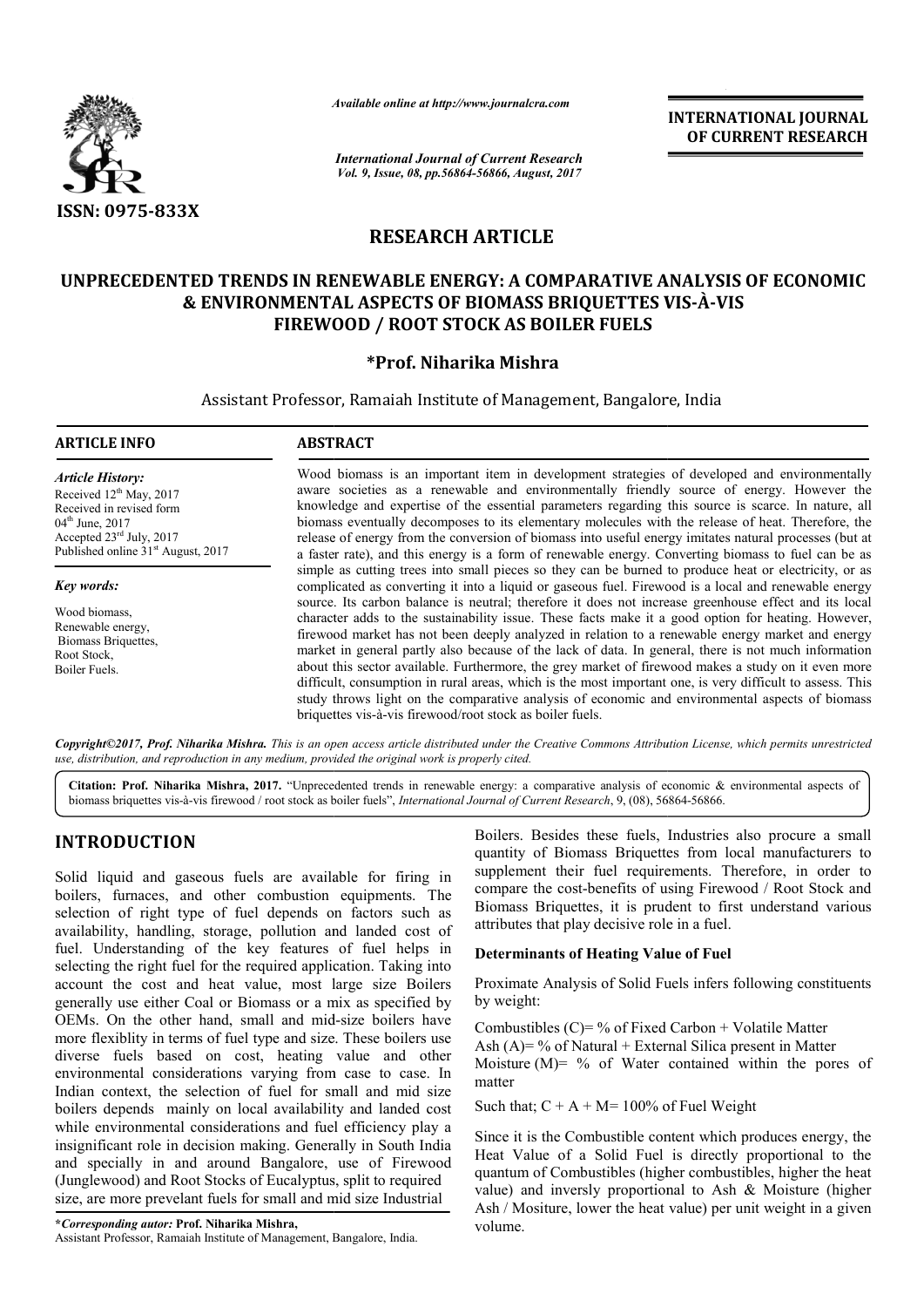*Available online at http://www.journalcra.com*

*International Journal of Current Research*
*Vol. 9, Issue, 08, pp.56864-56866, August, 2017*

**INTERNATIONAL JOURNAL OF CURRENT RESEARCH**

ISSN: 0975-833X

## RESEARCH ARTICLE

# UNPRECEDENTED TRENDS IN RENEWABLE ENERGY: A COMPARATIVE ANALYSIS OF ECONOMIC & ENVIRONMENTAL ASPECTS OF BIOMASS BRIQUETTES VIS-À-VIS FIREWOOD / ROOT STOCK AS BOILER FUELS

**\*Prof. Niharika Mishra**

Assistant Professor, Ramaiah Institute of Management, Bangalore, India

### ARTICLE INFO

*Article History:*

Received 12th May, 2017
Received in revised form
04th June, 2017
Accepted 23rd July, 2017
Published online 31st August, 2017

*Key words:*

Wood biomass,
Renewable energy,
Biomass Briquettes,
Root Stock,
Boiler Fuels.

### ABSTRACT

Wood biomass is an important item in development strategies of developed and environmentally aware societies as a renewable and environmentally friendly source of energy. However the knowledge and expertise of the essential parameters regarding this source is scarce. In nature, all biomass eventually decomposes to its elementary molecules with the release of heat. Therefore, the release of energy from the conversion of biomass into useful energy imitates natural processes (but at a faster rate), and this energy is a form of renewable energy. Converting biomass to fuel can be as simple as cutting trees into small pieces so they can be burned to produce heat or electricity, or as complicated as converting it into a liquid or gaseous fuel. Firewood is a local and renewable energy source. Its carbon balance is neutral; therefore it does not increase greenhouse effect and its local character adds to the sustainability issue. These facts make it a good option for heating. However, firewood market has not been deeply analyzed in relation to a renewable energy market and energy market in general partly also because of the lack of data. In general, there is not much information about this sector available. Furthermore, the grey market of firewood makes a study on it even more difficult, consumption in rural areas, which is the most important one, is very difficult to assess. This study throws light on the comparative analysis of economic and environmental aspects of biomass briquettes vis-à-vis firewood/root stock as boiler fuels.

*Copyright©2017, Prof. Niharika Mishra. This is an open access article distributed under the Creative Commons Attribution License, which permits unrestricted use, distribution, and reproduction in any medium, provided the original work is properly cited.*

**Citation: Prof. Niharika Mishra, 2017.** "Unprecedented trends in renewable energy: a comparative analysis of economic & environmental aspects of biomass briquettes vis-à-vis firewood / root stock as boiler fuels", *International Journal of Current Research*, 9, (08), 56864-56866.

## INTRODUCTION

Solid liquid and gaseous fuels are available for firing in boilers, furnaces, and other combustion equipments. The selection of right type of fuel depends on factors such as availability, handling, storage, pollution and landed cost of fuel. Understanding of the key features of fuel helps in selecting the right fuel for the required application. Taking into account the cost and heat value, most large size Boilers generally use either Coal or Biomass or a mix as specified by OEMs. On the other hand, small and mid-size boilers have more flexiblity in terms of fuel type and size. These boilers use diverse fuels based on cost, heating value and other environmental considerations varying from case to case. In Indian context, the selection of fuel for small and mid size boilers depends mainly on local availability and landed cost while environmental considerations and fuel efficiency play a insignificant role in decision making. Generally in South India and specially in and around Bangalore, use of Firewood (Junglewood) and Root Stocks of Eucalyptus, split to required size, are more prevelant fuels for small and mid size Industrial Boilers. Besides these fuels, Industries also procure a small quantity of Biomass Briquettes from local manufacturers to supplement their fuel requirements. Therefore, in order to compare the cost-benefits of using Firewood / Root Stock and Biomass Briquettes, it is prudent to first understand various attributes that play decisive role in a fuel.

### Determinants of Heating Value of Fuel

Proximate Analysis of Solid Fuels infers following constituents by weight:

Combustibles (C)= % of Fixed Carbon + Volatile Matter
Ash (A)= % of Natural + External Silica present in Matter
Moisture (M)= % of Water contained within the pores of matter

Such that; C + A + M= 100% of Fuel Weight

Since it is the Combustible content which produces energy, the Heat Value of a Solid Fuel is directly proportional to the quantum of Combustibles (higher combustibles, higher the heat value) and inversly proportional to Ash & Moisture (higher Ash / Mositure, lower the heat value) per unit weight in a given volume.

**\*Corresponding autor: Prof. Niharika Mishra,**
Assistant Professor, Ramaiah Institute of Management, Bangalore, India.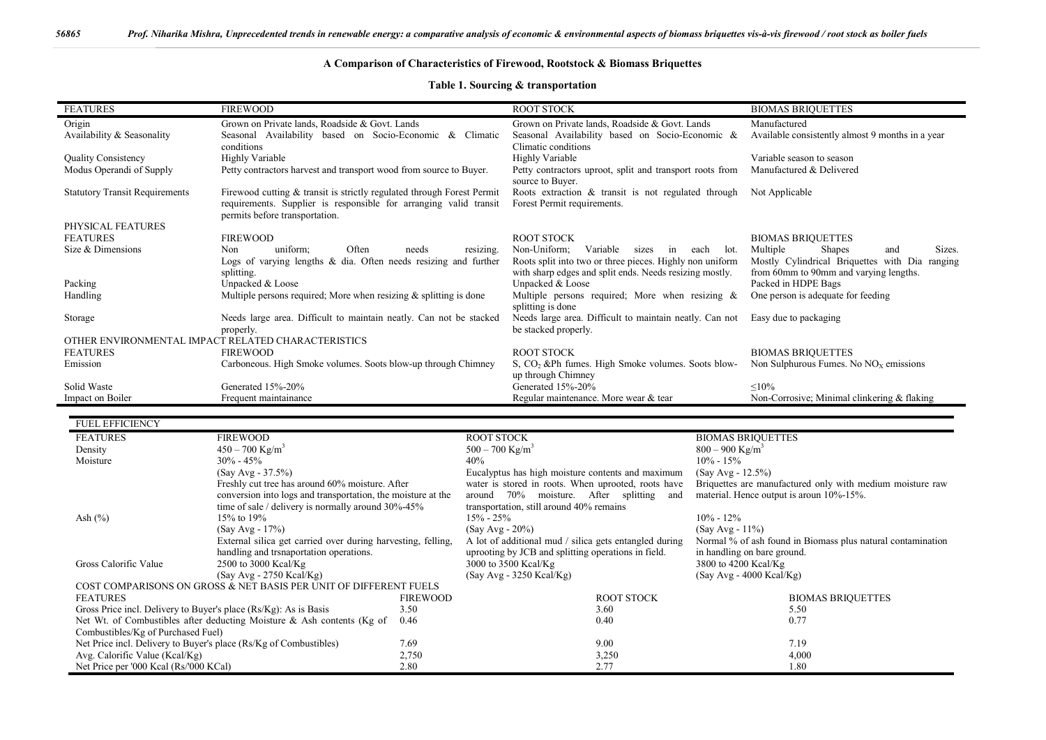## A Comparison of Characteristics of Firewood, Rootstock & Biomass Briquettes

### Table 1. Sourcing & transportation

| FEATURES | FIREWOOD | ROOT STOCK | BIOMAS BRIQUETTES |
|---|---|---|---|
| Origin | Grown on Private lands, Roadside & Govt. Lands | Grown on Private lands, Roadside & Govt. Lands | Manufactured |
| Availability & Seasonality | Seasonal Availability based on Socio-Economic & Climatic conditions | Seasonal Availability based on Socio-Economic & Climatic conditions | Available consistently almost 9 months in a year |
| Quality Consistency | Highly Variable | Highly Variable | Variable season to season |
| Modus Operandi of Supply | Petty contractors harvest and transport wood from source to Buyer. | Petty contractors uproot, split and transport roots from source to Buyer. | Manufactured & Delivered |
| Statutory Transit Requirements | Firewood cutting & transit is strictly regulated through Forest Permit requirements. Supplier is responsible for arranging valid transit permits before transportation. | Roots extraction & transit is not regulated through Forest Permit requirements. | Not Applicable |
| PHYSICAL FEATURES | | | |
| FEATURES | FIREWOOD | ROOT STOCK | BIOMAS BRIQUETTES |
| Size & Dimensions | Non uniform; Often needs resizing. Logs of varying lengths & dia. Often needs resizing and further splitting. | Non-Uniform; Variable sizes in each lot. Roots split into two or three pieces. Highly non uniform with sharp edges and split ends. Needs resizing mostly. | Multiple Shapes and Sizes. Mostly Cylindrical Briquettes with Dia ranging from 60mm to 90mm and varying lengths. |
| Packing | Unpacked & Loose | Unpacked & Loose | Packed in HDPE Bags |
| Handling | Multiple persons required; More when resizing & splitting is done | Multiple persons required; More when resizing & splitting is done | One person is adequate for feeding |
| Storage | Needs large area. Difficult to maintain neatly. Can not be stacked properly. | Needs large area. Difficult to maintain neatly. Can not be stacked properly. | Easy due to packaging |
| OTHER ENVIRONMENTAL IMPACT RELATED CHARACTERISTICS | | | |
| FEATURES | FIREWOOD | ROOT STOCK | BIOMAS BRIQUETTES |
| Emission | Carboneous. High Smoke volumes. Soots blow-up through Chimney | S, $CO_2$ &Ph fumes. High Smoke volumes. Soots blow-up through Chimney | Non Sulphurous Fumes. No $NO_X$ emissions |
| Solid Waste | Generated 15%-20% | Generated 15%-20% | ≤10% |
| Impact on Boiler | Frequent maintainance | Regular maintenance. More wear & tear | Non-Corrosive; Minimal clinkering & flaking |

| FUEL EFFICIENCY | | | |
|---|---|---|---|
| FEATURES | FIREWOOD | ROOT STOCK | BIOMAS BRIQUETTES |
| Density | 450 – 700 Kg/m$^3$ | 500 – 700 Kg/m$^3$ | 800 – 900 Kg/m$^3$ |
| Moisture | 30% - 45% (Say Avg - 37.5%) Freshly cut tree has around 60% moisture. After conversion into logs and transportation, the moisture at the time of sale / delivery is normally around 30%-45% | 40% Eucalyptus has high moisture contents and maximum water is stored in roots. When uprooted, roots have around 70% moisture. After splitting and transportation, still around 40% remains | 10% - 15% (Say Avg - 12.5%) Briquettes are manufactured only with medium moisture raw material. Hence output is aroun 10%-15%. |
| Ash (%) | 15% to 19% (Say Avg - 17%) External silica get carried over during harvesting, felling, handling and trsnaportation operations. | 15% - 25% (Say Avg - 20%) A lot of additional mud / silica gets entangled during uprooting by JCB and splitting operations in field. | 10% - 12% (Say Avg - 11%) Normal % of ash found in Biomass plus natural contamination in handling on bare ground. |
| Gross Calorific Value | 2500 to 3000 Kcal/Kg (Say Avg - 2750 Kcal/Kg) | 3000 to 3500 Kcal/Kg (Say Avg - 3250 Kcal/Kg) | 3800 to 4200 Kcal/Kg (Say Avg - 4000 Kcal/Kg) |
| COST COMPARISONS ON GROSS & NET BASIS PER UNIT OF DIFFERENT FUELS | | | |
| FEATURES | FIREWOOD | ROOT STOCK | BIOMAS BRIQUETTES |
| Gross Price incl. Delivery to Buyer's place (Rs/Kg): As is Basis | 3.50 | 3.60 | 5.50 |
| Net Wt. of Combustibles after deducting Moisture & Ash contents (Kg of Combustibles/Kg of Purchased Fuel) | 0.46 | 0.40 | 0.77 |
| Net Price incl. Delivery to Buyer's place (Rs/Kg of Combustibles) | 7.69 | 9.00 | 7.19 |
| Avg. Calorific Value (Kcal/Kg) | 2,750 | 3,250 | 4,000 |
| Net Price per '000 Kcal (Rs/'000 KCal) | 2.80 | 2.77 | 1.80 |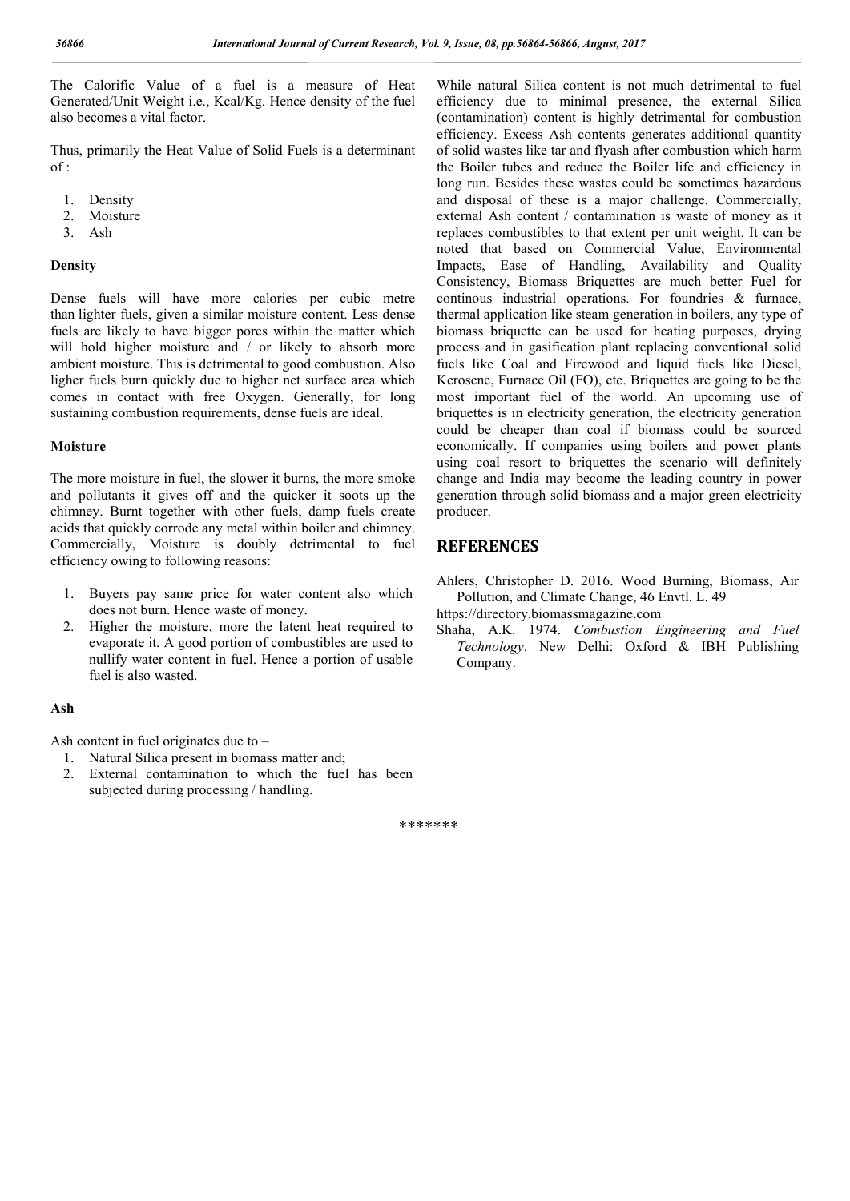The Calorific Value of a fuel is a measure of Heat Generated/Unit Weight i.e., Kcal/Kg. Hence density of the fuel also becomes a vital factor.

Thus, primarily the Heat Value of Solid Fuels is a determinant of :

1. Density
2. Moisture
3. Ash

### Density

Dense fuels will have more calories per cubic metre than lighter fuels, given a similar moisture content. Less dense fuels are likely to have bigger pores within the matter which will hold higher moisture and / or likely to absorb more ambient moisture. This is detrimental to good combustion. Also ligher fuels burn quickly due to higher net surface area which comes in contact with free Oxygen. Generally, for long sustaining combustion requirements, dense fuels are ideal.

### Moisture

The more moisture in fuel, the slower it burns, the more smoke and pollutants it gives off and the quicker it soots up the chimney. Burnt together with other fuels, damp fuels create acids that quickly corrode any metal within boiler and chimney. Commercially, Moisture is doubly detrimental to fuel efficiency owing to following reasons:

1. Buyers pay same price for water content also which does not burn. Hence waste of money.
2. Higher the moisture, more the latent heat required to evaporate it. A good portion of combustibles are used to nullify water content in fuel. Hence a portion of usable fuel is also wasted.

### Ash

Ash content in fuel originates due to –

1. Natural Silica present in biomass matter and;
2. External contamination to which the fuel has been subjected during processing / handling.

While natural Silica content is not much detrimental to fuel efficiency due to minimal presence, the external Silica (contamination) content is highly detrimental for combustion efficiency. Excess Ash contents generates additional quantity of solid wastes like tar and flyash after combustion which harm the Boiler tubes and reduce the Boiler life and efficiency in long run. Besides these wastes could be sometimes hazardous and disposal of these is a major challenge. Commercially, external Ash content / contamination is waste of money as it replaces combustibles to that extent per unit weight. It can be noted that based on Commercial Value, Environmental Impacts, Ease of Handling, Availability and Quality Consistency, Biomass Briquettes are much better Fuel for continous industrial operations. For foundries & furnace, thermal application like steam generation in boilers, any type of biomass briquette can be used for heating purposes, drying process and in gasification plant replacing conventional solid fuels like Coal and Firewood and liquid fuels like Diesel, Kerosene, Furnace Oil (FO), etc. Briquettes are going to be the most important fuel of the world. An upcoming use of briquettes is in electricity generation, the electricity generation could be cheaper than coal if biomass could be sourced economically. If companies using boilers and power plants using coal resort to briquettes the scenario will definitely change and India may become the leading country in power generation through solid biomass and a major green electricity producer.

## REFERENCES

Ahlers, Christopher D. 2016. Wood Burning, Biomass, Air Pollution, and Climate Change, 46 Envtl. L. 49

https://directory.biomassmagazine.com

Shaha, A.K. 1974. *Combustion Engineering and Fuel Technology*. New Delhi: Oxford & IBH Publishing Company.

*******